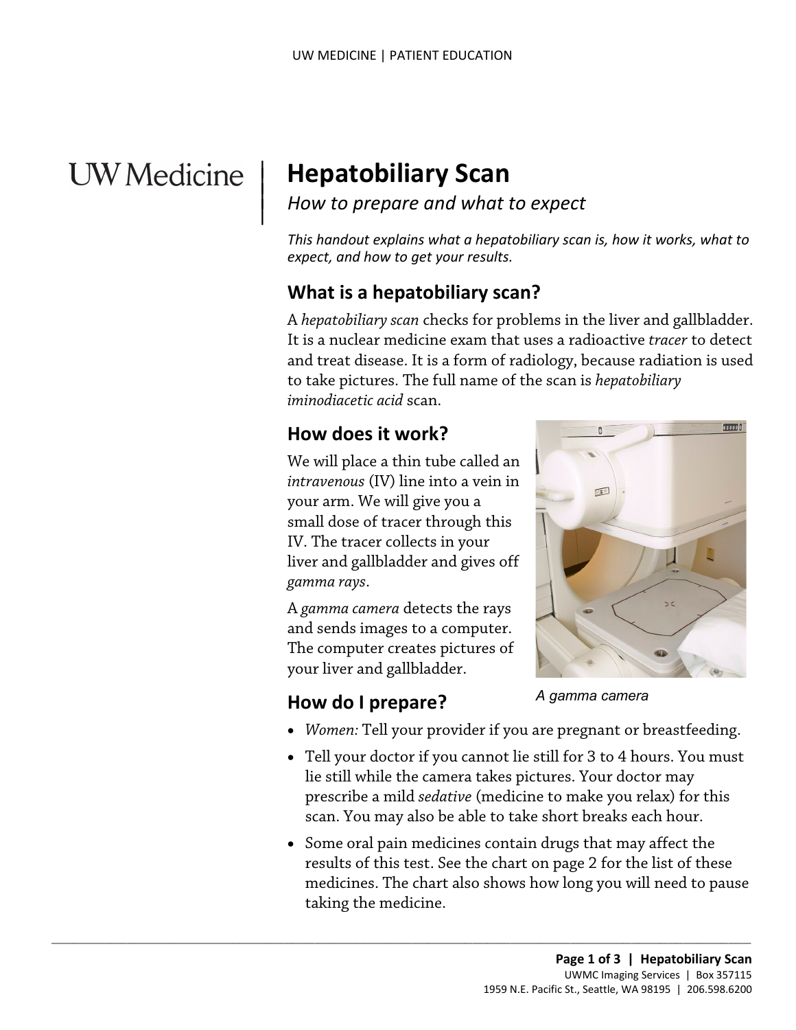UW Medicine

# Hepatobiliary Scan

*How to prepare and what to expect*

*This handout explains what a hepatobiliary scan is, how it works, what to expect, and how to get your results.*

## What is a hepatobiliary scan?

A *hepatobiliary scan* checks for problems in the liver and gallbladder. It is a nuclear medicine exam that uses a radioactive *tracer* to detect and treat disease. It is a form of radiology, because radiation is used to take pictures. The full name of the scan is *hepatobiliary iminodiacetic acid* scan.

## How does it work?

We will place a thin tube called an *intravenous* (IV) line into a vein in your arm. We will give you a small dose of tracer through this IV. The tracer collects in your liver and gallbladder and gives off *gamma rays*.

A *gamma camera* detects the rays and sends images to a computer. The computer creates pictures of your liver and gallbladder.

A gamma camera

## How do I prepare?

- *Women:* Tell your provider if you are pregnant or breastfeeding.
- Tell your doctor if you cannot lie still for 3 to 4 hours. You must lie still while the camera takes pictures. Your doctor may prescribe a mild *sedative* (medicine to make you relax) for this scan. You may also be able to take short breaks each hour.
- Some oral pain medicines contain drugs that may affect the results of this test. See the chart on page 2 for the list of these medicines. The chart also shows how long you will need to pause taking the medicine.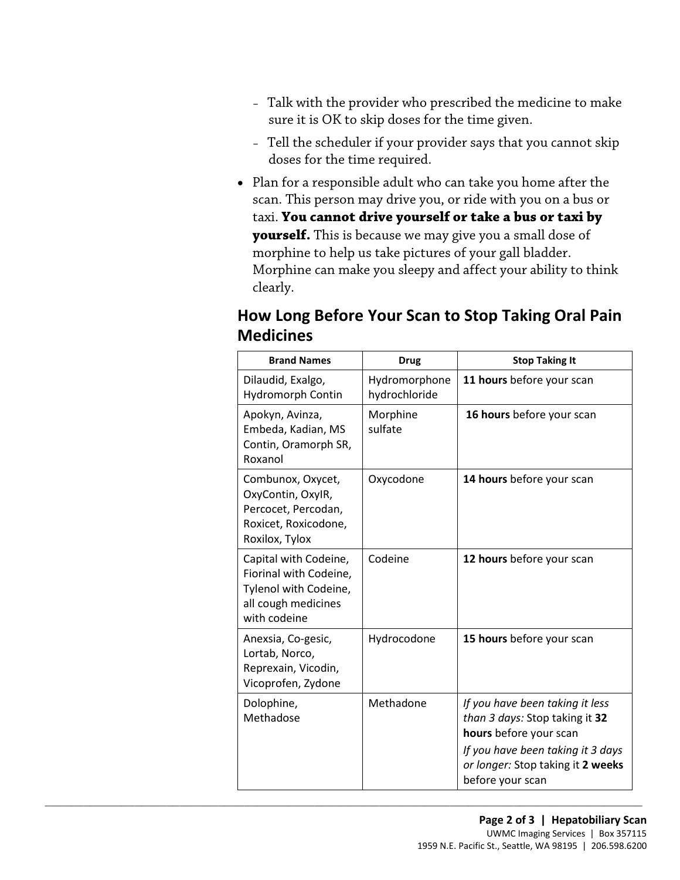- Talk with the provider who prescribed the medicine to make sure it is OK to skip doses for the time given.
  - Tell the scheduler if your provider says that you cannot skip doses for the time required.

- Plan for a responsible adult who can take you home after the scan. This person may drive you, or ride with you on a bus or taxi. **You cannot drive yourself or take a bus or taxi by yourself.** This is because we may give you a small dose of morphine to help us take pictures of your gall bladder. Morphine can make you sleepy and affect your ability to think clearly.

## How Long Before Your Scan to Stop Taking Oral Pain Medicines

| Brand Names | Drug | Stop Taking It |
|---|---|---|
| Dilaudid, Exalgo, Hydromorph Contin | Hydromorphone hydrochloride | **11 hours** before your scan |
| Apokyn, Avinza, Embeda, Kadian, MS Contin, Oramorph SR, Roxanol | Morphine sulfate | **16 hours** before your scan |
| Combunox, Oxycet, OxyContin, OxyIR, Percocet, Percodan, Roxicet, Roxicodone, Roxilox, Tylox | Oxycodone | **14 hours** before your scan |
| Capital with Codeine, Fiorinal with Codeine, Tylenol with Codeine, all cough medicines with codeine | Codeine | **12 hours** before your scan |
| Anexsia, Co-gesic, Lortab, Norco, Reprexain, Vicodin, Vicoprofen, Zydone | Hydrocodone | **15 hours** before your scan |
| Dolophine, Methadose | Methadone | *If you have been taking it less than 3 days:* Stop taking it **32 hours** before your scan<br>*If you have been taking it 3 days or longer:* Stop taking it **2 weeks** before your scan |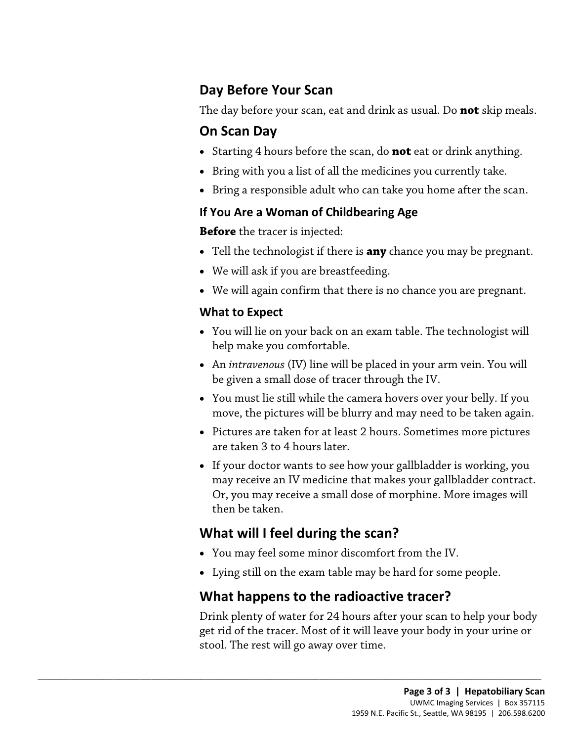## Day Before Your Scan

The day before your scan, eat and drink as usual. Do **not** skip meals.

## On Scan Day

- Starting 4 hours before the scan, do **not** eat or drink anything.
- Bring with you a list of all the medicines you currently take.
- Bring a responsible adult who can take you home after the scan.

### If You Are a Woman of Childbearing Age

**Before** the tracer is injected:

- Tell the technologist if there is **any** chance you may be pregnant.
- We will ask if you are breastfeeding.
- We will again confirm that there is no chance you are pregnant.

### What to Expect

- You will lie on your back on an exam table. The technologist will help make you comfortable.
- An *intravenous* (IV) line will be placed in your arm vein. You will be given a small dose of tracer through the IV.
- You must lie still while the camera hovers over your belly. If you move, the pictures will be blurry and may need to be taken again.
- Pictures are taken for at least 2 hours. Sometimes more pictures are taken 3 to 4 hours later.
- If your doctor wants to see how your gallbladder is working, you may receive an IV medicine that makes your gallbladder contract. Or, you may receive a small dose of morphine. More images will then be taken.

## What will I feel during the scan?

- You may feel some minor discomfort from the IV.
- Lying still on the exam table may be hard for some people.

## What happens to the radioactive tracer?

Drink plenty of water for 24 hours after your scan to help your body get rid of the tracer. Most of it will leave your body in your urine or stool. The rest will go away over time.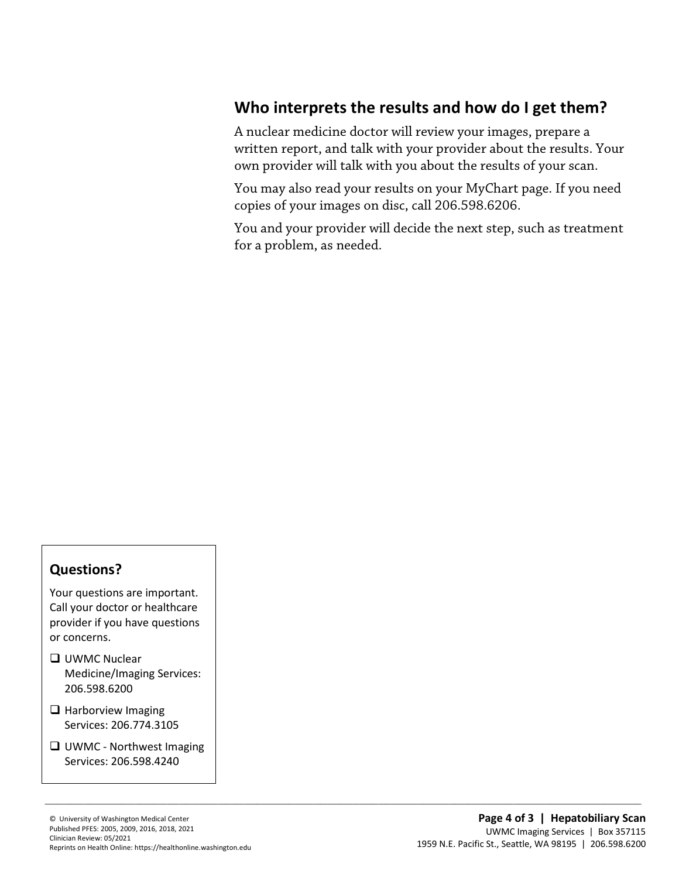## Who interprets the results and how do I get them?

A nuclear medicine doctor will review your images, prepare a written report, and talk with your provider about the results. Your own provider will talk with you about the results of your scan.

You may also read your results on your MyChart page. If you need copies of your images on disc, call 206.598.6206.

You and your provider will decide the next step, such as treatment for a problem, as needed.

### Questions?

Your questions are important. Call your doctor or healthcare provider if you have questions or concerns.

- ❑ UWMC Nuclear Medicine/Imaging Services: 206.598.6200
- ❑ Harborview Imaging Services: 206.774.3105
- ❑ UWMC - Northwest Imaging Services: 206.598.4240

© University of Washington Medical Center
Published PFES: 2005, 2009, 2016, 2018, 2021
Clinician Review: 05/2021
Reprints on Health Online: https://healthonline.washington.edu

UWMC Imaging Services | Box 357115
1959 N.E. Pacific St., Seattle, WA 98195 | 206.598.6200